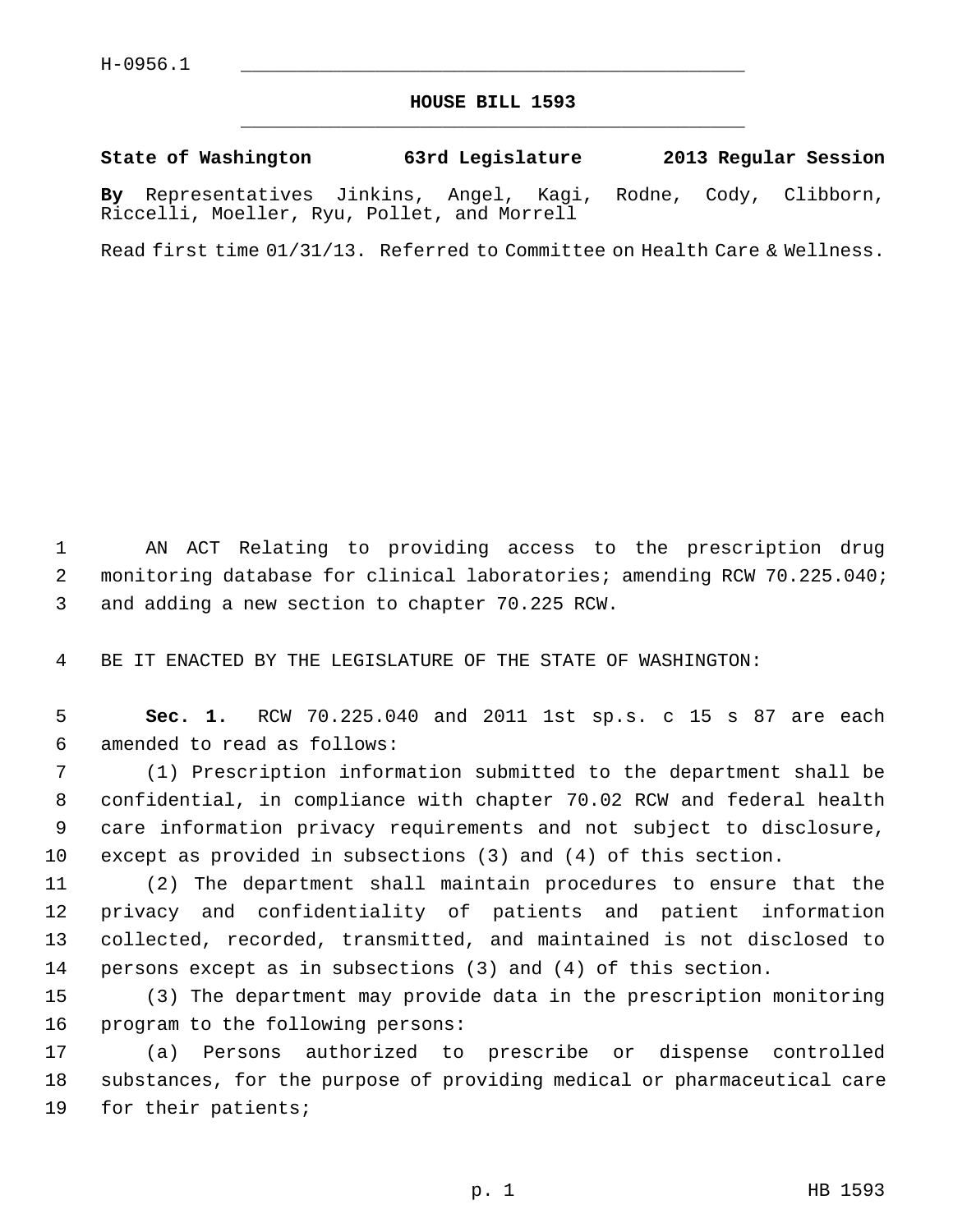H-0956.1

# HOUSE BILL 1593

**State of Washington 63rd Legislature 2013 Regular Session**

**By** Representatives Jinkins, Angel, Kagi, Rodne, Cody, Clibborn, Riccelli, Moeller, Ryu, Pollet, and Morrell

Read first time 01/31/13. Referred to Committee on Health Care & Wellness.

AN ACT Relating to providing access to the prescription drug monitoring database for clinical laboratories; amending RCW 70.225.040; and adding a new section to chapter 70.225 RCW.

BE IT ENACTED BY THE LEGISLATURE OF THE STATE OF WASHINGTON:

**Sec. 1.** RCW 70.225.040 and 2011 1st sp.s. c 15 s 87 are each amended to read as follows:

(1) Prescription information submitted to the department shall be confidential, in compliance with chapter 70.02 RCW and federal health care information privacy requirements and not subject to disclosure, except as provided in subsections (3) and (4) of this section.

(2) The department shall maintain procedures to ensure that the privacy and confidentiality of patients and patient information collected, recorded, transmitted, and maintained is not disclosed to persons except as in subsections (3) and (4) of this section.

(3) The department may provide data in the prescription monitoring program to the following persons:

(a) Persons authorized to prescribe or dispense controlled substances, for the purpose of providing medical or pharmaceutical care for their patients;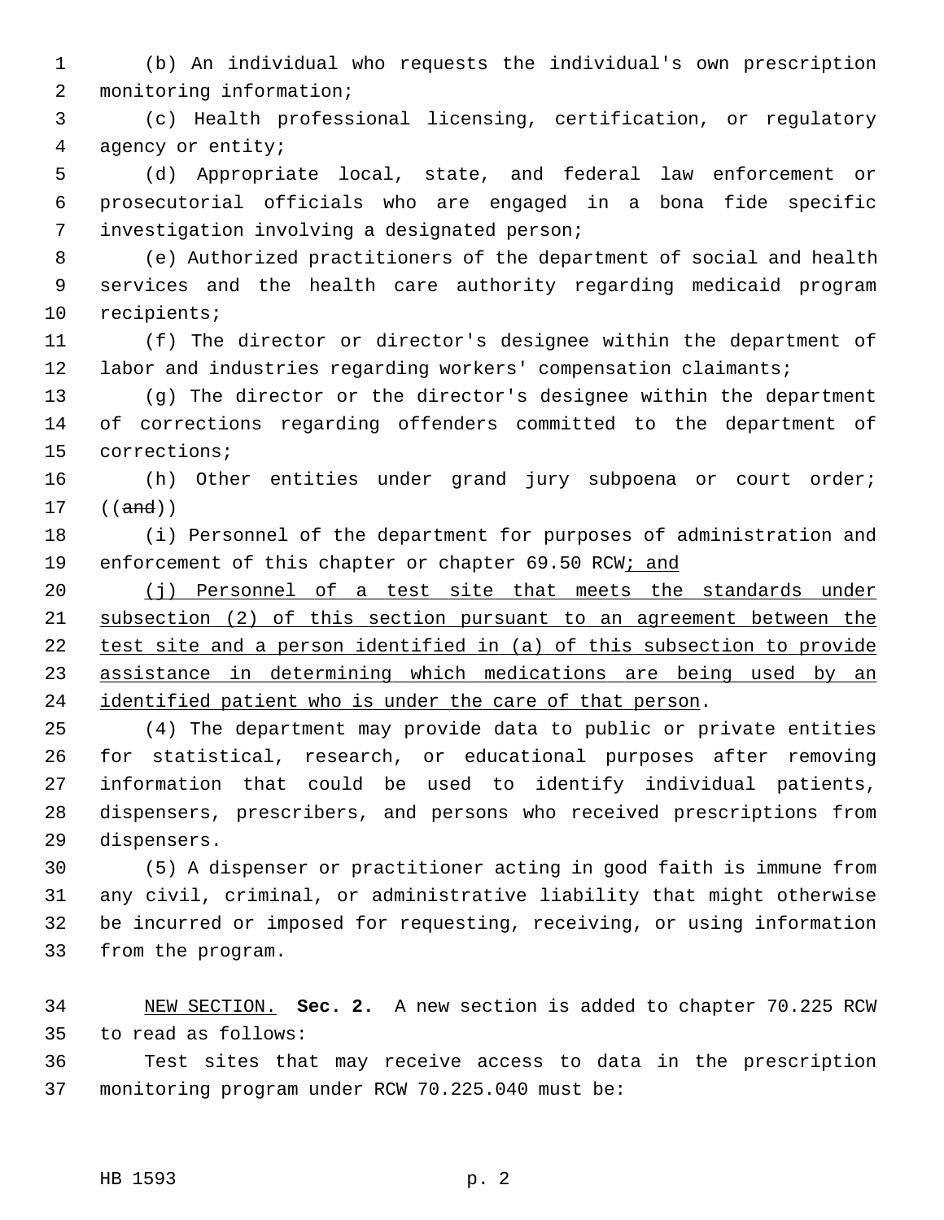(b) An individual who requests the individual's own prescription monitoring information;

(c) Health professional licensing, certification, or regulatory agency or entity;

(d) Appropriate local, state, and federal law enforcement or prosecutorial officials who are engaged in a bona fide specific investigation involving a designated person;

(e) Authorized practitioners of the department of social and health services and the health care authority regarding medicaid program recipients;

(f) The director or director's designee within the department of labor and industries regarding workers' compensation claimants;

(g) The director or the director's designee within the department of corrections regarding offenders committed to the department of corrections;

(h) Other entities under grand jury subpoena or court order; ((~~and~~))

(i) Personnel of the department for purposes of administration and enforcement of this chapter or chapter 69.50 RCW<u>; and</u>

<u>(j) Personnel of a test site that meets the standards under subsection (2) of this section pursuant to an agreement between the test site and a person identified in (a) of this subsection to provide assistance in determining which medications are being used by an identified patient who is under the care of that person</u>.

(4) The department may provide data to public or private entities for statistical, research, or educational purposes after removing information that could be used to identify individual patients, dispensers, prescribers, and persons who received prescriptions from dispensers.

(5) A dispenser or practitioner acting in good faith is immune from any civil, criminal, or administrative liability that might otherwise be incurred or imposed for requesting, receiving, or using information from the program.

<u>NEW SECTION.</u> **Sec. 2.** A new section is added to chapter 70.225 RCW to read as follows:

Test sites that may receive access to data in the prescription monitoring program under RCW 70.225.040 must be: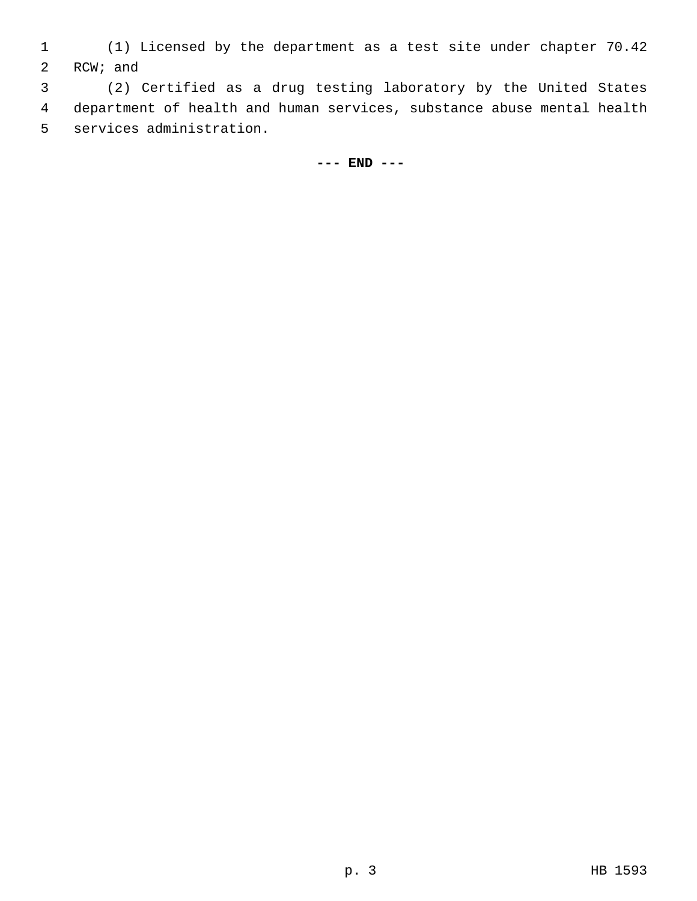(1) Licensed by the department as a test site under chapter 70.42 RCW; and

(2) Certified as a drug testing laboratory by the United States department of health and human services, substance abuse mental health services administration.

**--- END ---**